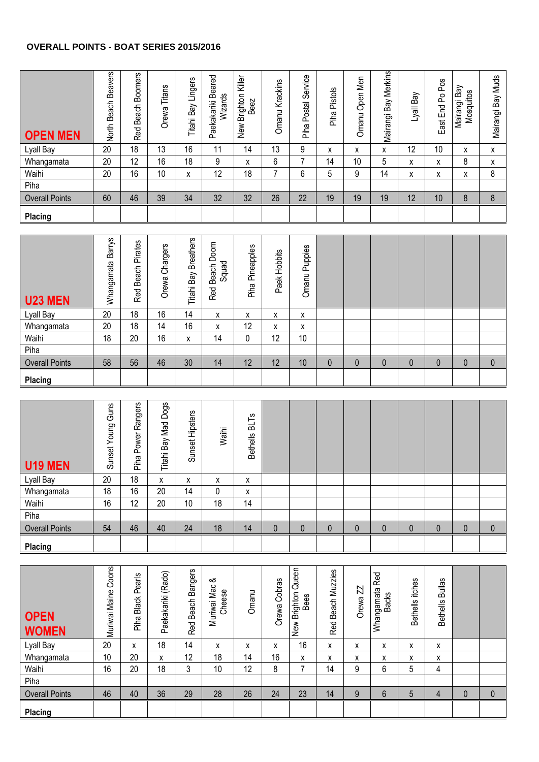# OVERALL POINTS - BOAT SERIES 2015/2016

| OPEN MEN | North Beach Beavers | Red Beach Boomers | Orewa Titans | Titahi Bay Lingers | Paekakariki Beared Wizards | New Brighton Killer Beez | Omanu Krackins | Piha Postal Service | Piha Pistols | Omanu Open Men | Mairangi Bay Merkins | Lyall Bay | East End Po Pos | Mairangi Bay Mosquitos | Mairangi Bay Muds |
|---|---|---|---|---|---|---|---|---|---|---|---|---|---|---|---|
| Lyall Bay | 20 | 18 | 13 | 16 | 11 | 14 | 13 | 9 | x | x | x | 12 | 10 | x | x |
| Whangamata | 20 | 12 | 16 | 18 | 9 | x | 6 | 7 | 14 | 10 | 5 | x | x | 8 | x |
| Waihi | 20 | 16 | 10 | x | 12 | 18 | 7 | 6 | 5 | 9 | 14 | x | x | x | 8 |
| Piha | | | | | | | | | | | | | | | |
| Overall Points | 60 | 46 | 39 | 34 | 32 | 32 | 26 | 22 | 19 | 19 | 19 | 12 | 10 | 8 | 8 |
| **Placing** | | | | | | | | | | | | | | | |

| U23 MEN | Whangamata Barrys | Red Beach Pirates | Orewa Chargers | Titahi Bay Breathers | Red Beach Doom Squad | Piha Pineapples | Paek Hobbits | Omanu Puppies | | | | | | | |
|---|---|---|---|---|---|---|---|---|---|---|---|---|---|---|---|
| Lyall Bay | 20 | 18 | 16 | 14 | x | x | x | x | | | | | | | |
| Whangamata | 20 | 18 | 14 | 16 | x | 12 | x | x | | | | | | | |
| Waihi | 18 | 20 | 16 | x | 14 | 0 | 12 | 10 | | | | | | | |
| Piha | | | | | | | | | | | | | | | |
| Overall Points | 58 | 56 | 46 | 30 | 14 | 12 | 12 | 10 | 0 | 0 | 0 | 0 | 0 | 0 | 0 |
| **Placing** | | | | | | | | | | | | | | | |

| U19 MEN | Sunset Young Guns | Piha Power Rangers | Titahi Bay Mad Dogs | Sunset Hipsters | Waihi | Bethells BLTs | | | | | | | | | |
|---|---|---|---|---|---|---|---|---|---|---|---|---|---|---|---|
| Lyall Bay | 20 | 18 | x | x | x | x | | | | | | | | | |
| Whangamata | 18 | 16 | 20 | 14 | 0 | x | | | | | | | | | |
| Waihi | 16 | 12 | 20 | 10 | 18 | 14 | | | | | | | | | |
| Piha | | | | | | | | | | | | | | | |
| Overall Points | 54 | 46 | 40 | 24 | 18 | 14 | 0 | 0 | 0 | 0 | 0 | 0 | 0 | 0 | 0 |
| **Placing** | | | | | | | | | | | | | | | |

| OPEN WOMEN | Muriwai Maine Coons | Piha Black Pearls | Paekakariki (Rado) | Red Beach Bangers | Muriwai Mac & Cheese | Omanu | Orewa Cobras | New Brighton Queen Bees | Red Beach Muzzies | Orewa ZZ | Whangamata Red Backs | Bethells itches | Bethells Bullas | | |
|---|---|---|---|---|---|---|---|---|---|---|---|---|---|---|---|
| Lyall Bay | 20 | x | 18 | 14 | x | x | x | 16 | x | x | x | x | x | | |
| Whangamata | 10 | 20 | x | 12 | 18 | 14 | 16 | x | x | x | x | x | x | | |
| Waihi | 16 | 20 | 18 | 3 | 10 | 12 | 8 | 7 | 14 | 9 | 6 | 5 | 4 | | |
| Piha | | | | | | | | | | | | | | | |
| Overall Points | 46 | 40 | 36 | 29 | 28 | 26 | 24 | 23 | 14 | 9 | 6 | 5 | 4 | 0 | 0 |
| **Placing** | | | | | | | | | | | | | | | |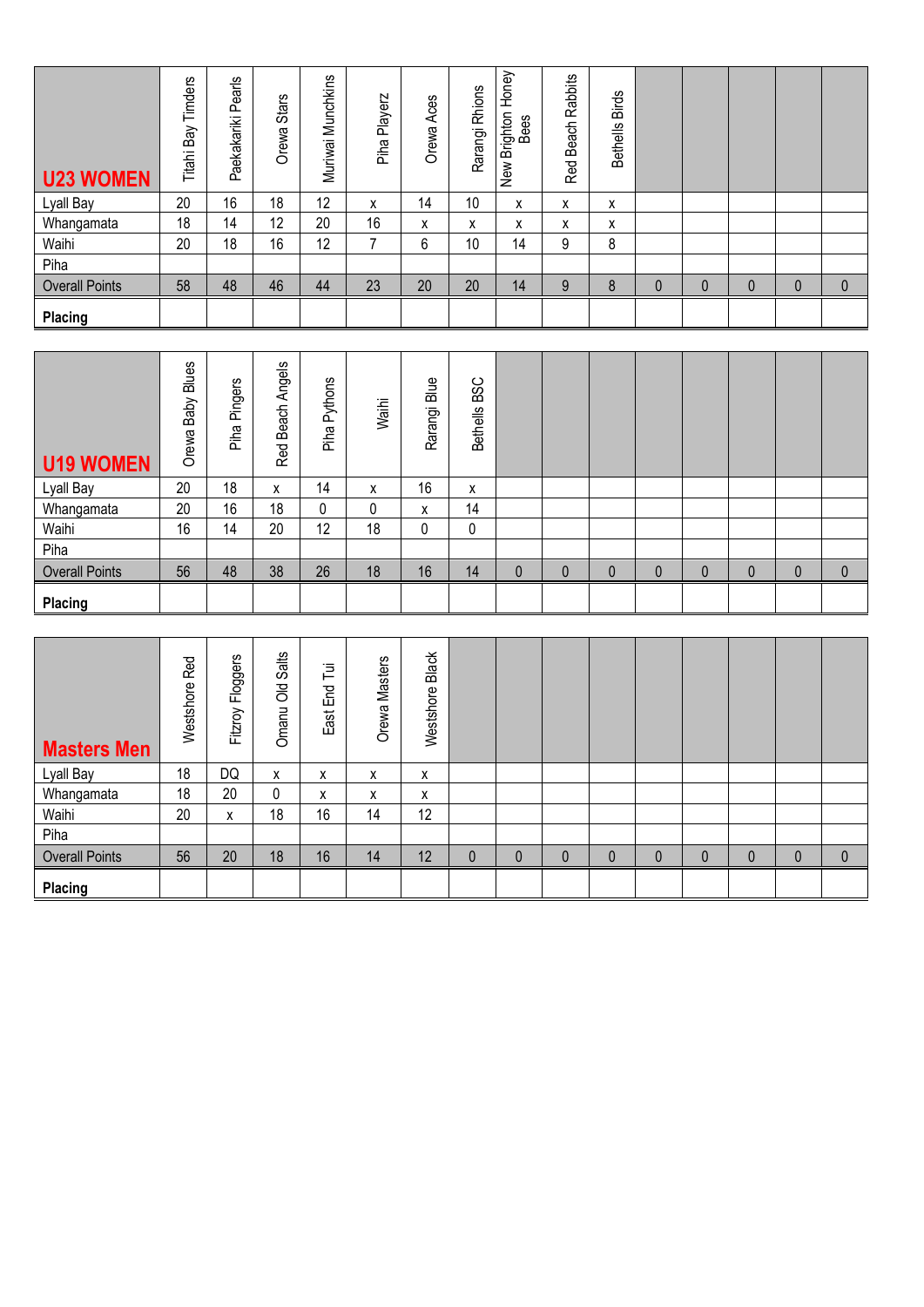| U23 WOMEN | Titahi Bay Timders | Paekakariki Pearls | Orewa Stars | Muriwai Munchkins | Piha Playerz | Orewa Aces | Rarangi Rhions | New Brighton Honey Bees | Red Beach Rabbits | Bethells Birds | | | | | |
|---|---|---|---|---|---|---|---|---|---|---|---|---|---|---|---|
| Lyall Bay | 20 | 16 | 18 | 12 | x | 14 | 10 | x | x | x | | | | | |
| Whangamata | 18 | 14 | 12 | 20 | 16 | x | x | x | x | x | | | | | |
| Waihi | 20 | 18 | 16 | 12 | 7 | 6 | 10 | 14 | 9 | 8 | | | | | |
| Piha | | | | | | | | | | | | | | | |
| Overall Points | 58 | 48 | 46 | 44 | 23 | 20 | 20 | 14 | 9 | 8 | 0 | 0 | 0 | 0 | 0 |
| Placing | | | | | | | | | | | | | | | |

| U19 WOMEN | Orewa Baby Blues | Piha Pingers | Red Beach Angels | Piha Pythons | Waihi | Rarangi Blue | Bethells BSC | | | | | | | | |
|---|---|---|---|---|---|---|---|---|---|---|---|---|---|---|---|
| Lyall Bay | 20 | 18 | x | 14 | x | 16 | x | | | | | | | | |
| Whangamata | 20 | 16 | 18 | 0 | 0 | x | 14 | | | | | | | | |
| Waihi | 16 | 14 | 20 | 12 | 18 | 0 | 0 | | | | | | | | |
| Piha | | | | | | | | | | | | | | | |
| Overall Points | 56 | 48 | 38 | 26 | 18 | 16 | 14 | 0 | 0 | 0 | 0 | 0 | 0 | 0 | 0 |
| Placing | | | | | | | | | | | | | | | |

| Masters Men | Westshore Red | Fitzroy Floggers | Omanu Old Salts | East End Tui | Orewa Masters | Westshore Black | | | | | | | | | |
|---|---|---|---|---|---|---|---|---|---|---|---|---|---|---|---|
| Lyall Bay | 18 | DQ | x | x | x | x | | | | | | | | | |
| Whangamata | 18 | 20 | 0 | x | x | x | | | | | | | | | |
| Waihi | 20 | x | 18 | 16 | 14 | 12 | | | | | | | | | |
| Piha | | | | | | | | | | | | | | | |
| Overall Points | 56 | 20 | 18 | 16 | 14 | 12 | 0 | 0 | 0 | 0 | 0 | 0 | 0 | 0 | 0 |
| Placing | | | | | | | | | | | | | | | |